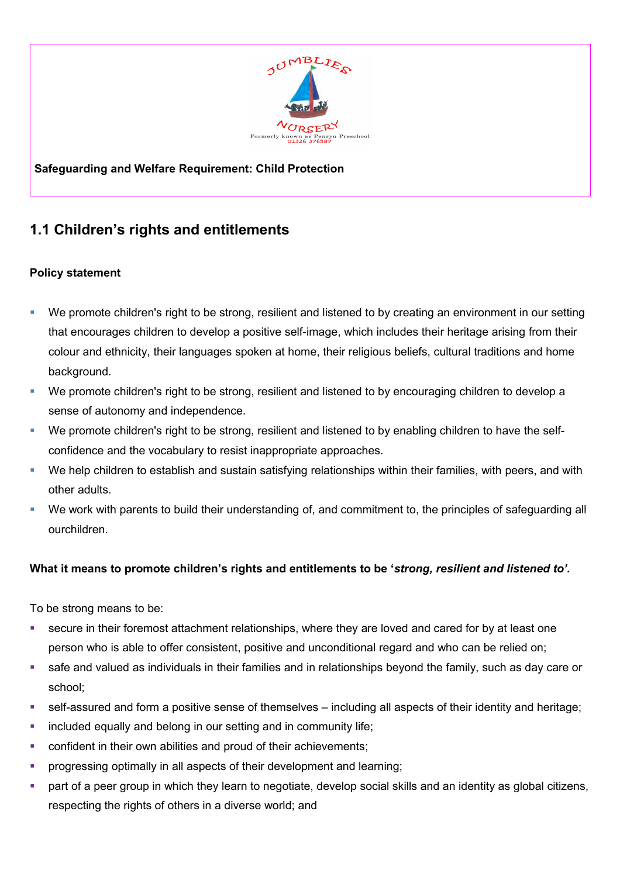Safeguarding and Welfare Requirement: Child Protection

## 1.1 Children's rights and entitlements

**Policy statement**

- We promote children's right to be strong, resilient and listened to by creating an environment in our setting that encourages children to develop a positive self-image, which includes their heritage arising from their colour and ethnicity, their languages spoken at home, their religious beliefs, cultural traditions and home background.
- We promote children's right to be strong, resilient and listened to by encouraging children to develop a sense of autonomy and independence.
- We promote children's right to be strong, resilient and listened to by enabling children to have the self-confidence and the vocabulary to resist inappropriate approaches.
- We help children to establish and sustain satisfying relationships within their families, with peers, and with other adults.
- We work with parents to build their understanding of, and commitment to, the principles of safeguarding all ourchildren.

**What it means to promote children's rights and entitlements to be '*strong, resilient and listened to'.***

To be strong means to be:

- secure in their foremost attachment relationships, where they are loved and cared for by at least one person who is able to offer consistent, positive and unconditional regard and who can be relied on;
- safe and valued as individuals in their families and in relationships beyond the family, such as day care or school;
- self-assured and form a positive sense of themselves – including all aspects of their identity and heritage;
- included equally and belong in our setting and in community life;
- confident in their own abilities and proud of their achievements;
- progressing optimally in all aspects of their development and learning;
- part of a peer group in which they learn to negotiate, develop social skills and an identity as global citizens, respecting the rights of others in a diverse world; and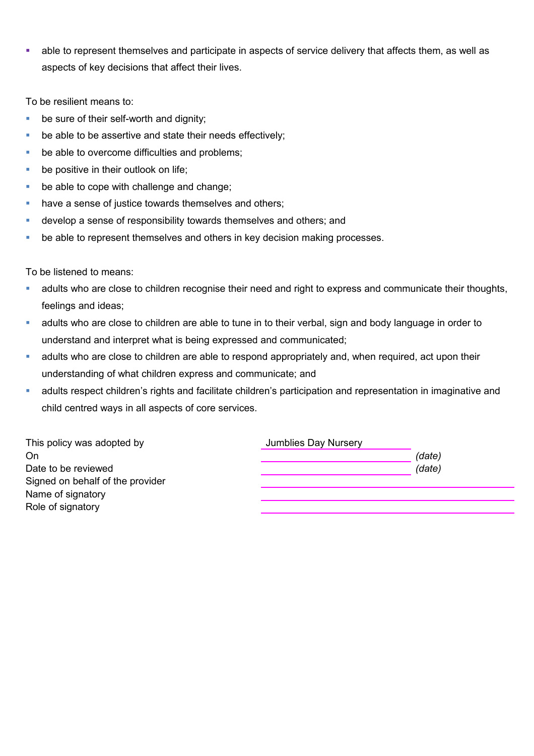- able to represent themselves and participate in aspects of service delivery that affects them, as well as aspects of key decisions that affect their lives.

To be resilient means to:

- be sure of their self-worth and dignity;
- be able to be assertive and state their needs effectively;
- be able to overcome difficulties and problems;
- be positive in their outlook on life;
- be able to cope with challenge and change;
- have a sense of justice towards themselves and others;
- develop a sense of responsibility towards themselves and others; and
- be able to represent themselves and others in key decision making processes.

To be listened to means:

- adults who are close to children recognise their need and right to express and communicate their thoughts, feelings and ideas;
- adults who are close to children are able to tune in to their verbal, sign and body language in order to understand and interpret what is being expressed and communicated;
- adults who are close to children are able to respond appropriately and, when required, act upon their understanding of what children express and communicate; and
- adults respect children's rights and facilitate children's participation and representation in imaginative and child centred ways in all aspects of core services.

| | | |
|---|---|---|
| This policy was adopted by | Jumblies Day Nursery | |
| On | | *(date)* |
| Date to be reviewed | | *(date)* |
| Signed on behalf of the provider | | |
| Name of signatory | | |
| Role of signatory | | |